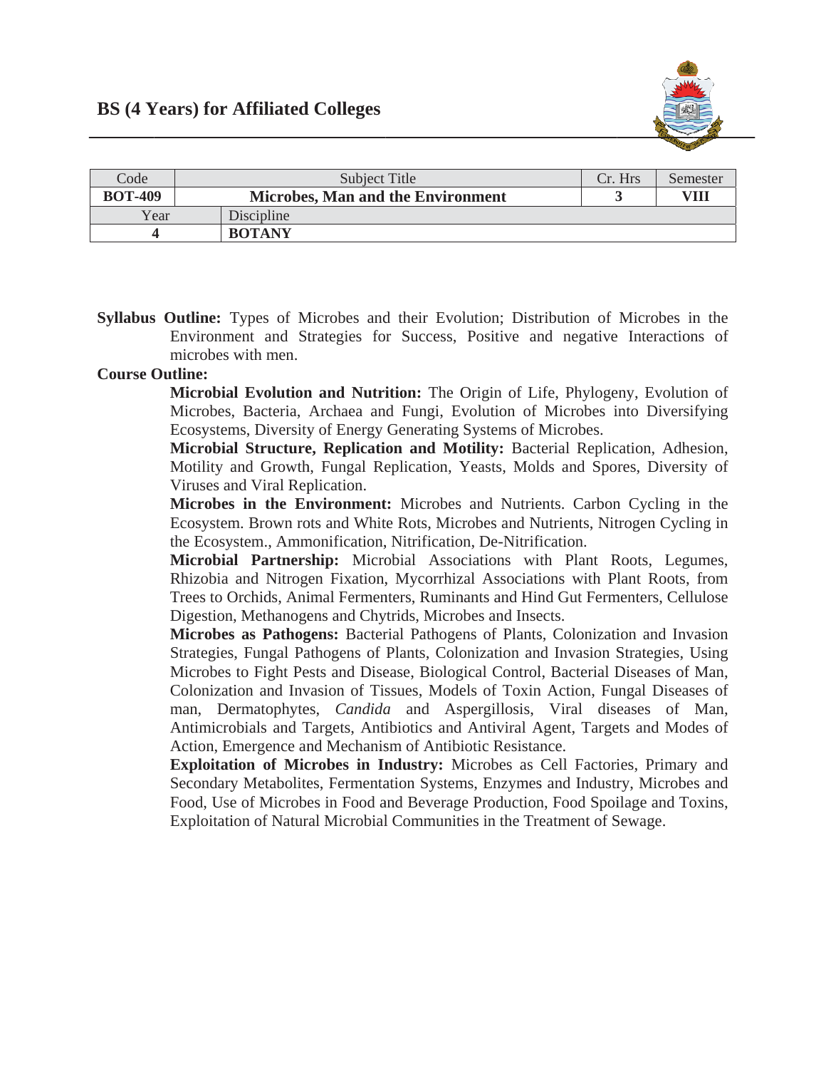# BS (4 Years) for Affiliated Colleges

| Code | Subject Title | Cr. Hrs | Semester |
|---|---|---|---|
| **BOT-409** | **Microbes, Man and the Environment** | **3** | **VIII** |
| Year | Discipline | | |
| **4** | **BOTANY** | | |

**Syllabus Outline:** Types of Microbes and their Evolution; Distribution of Microbes in the Environment and Strategies for Success, Positive and negative Interactions of microbes with men.

**Course Outline:**

**Microbial Evolution and Nutrition:** The Origin of Life, Phylogeny, Evolution of Microbes, Bacteria, Archaea and Fungi, Evolution of Microbes into Diversifying Ecosystems, Diversity of Energy Generating Systems of Microbes.

**Microbial Structure, Replication and Motility:** Bacterial Replication, Adhesion, Motility and Growth, Fungal Replication, Yeasts, Molds and Spores, Diversity of Viruses and Viral Replication.

**Microbes in the Environment:** Microbes and Nutrients. Carbon Cycling in the Ecosystem. Brown rots and White Rots, Microbes and Nutrients, Nitrogen Cycling in the Ecosystem., Ammonification, Nitrification, De-Nitrification.

**Microbial Partnership:** Microbial Associations with Plant Roots, Legumes, Rhizobia and Nitrogen Fixation, Mycorrhizal Associations with Plant Roots, from Trees to Orchids, Animal Fermenters, Ruminants and Hind Gut Fermenters, Cellulose Digestion, Methanogens and Chytrids, Microbes and Insects.

**Microbes as Pathogens:** Bacterial Pathogens of Plants, Colonization and Invasion Strategies, Fungal Pathogens of Plants, Colonization and Invasion Strategies, Using Microbes to Fight Pests and Disease, Biological Control, Bacterial Diseases of Man, Colonization and Invasion of Tissues, Models of Toxin Action, Fungal Diseases of man, Dermatophytes, *Candida* and Aspergillosis, Viral diseases of Man, Antimicrobials and Targets, Antibiotics and Antiviral Agent, Targets and Modes of Action, Emergence and Mechanism of Antibiotic Resistance.

**Exploitation of Microbes in Industry:** Microbes as Cell Factories, Primary and Secondary Metabolites, Fermentation Systems, Enzymes and Industry, Microbes and Food, Use of Microbes in Food and Beverage Production, Food Spoilage and Toxins, Exploitation of Natural Microbial Communities in the Treatment of Sewage.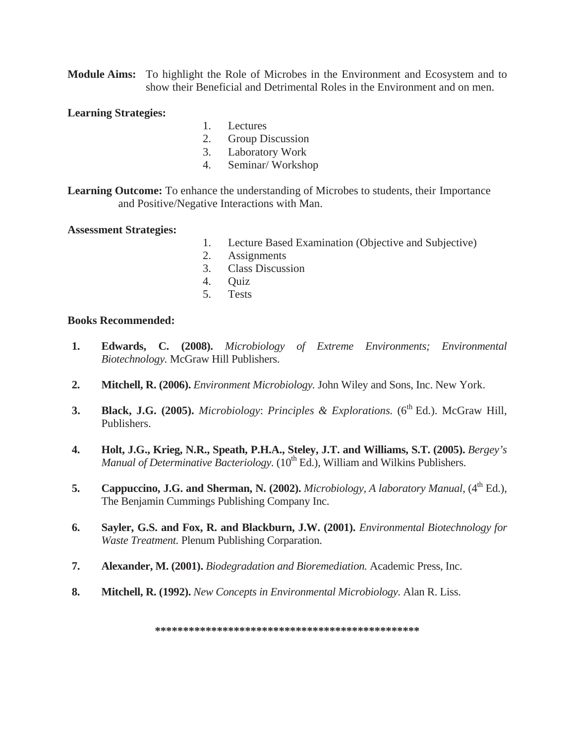**Module Aims:** To highlight the Role of Microbes in the Environment and Ecosystem and to show their Beneficial and Detrimental Roles in the Environment and on men.

**Learning Strategies:**

1. Lectures
2. Group Discussion
3. Laboratory Work
4. Seminar/ Workshop

**Learning Outcome:** To enhance the understanding of Microbes to students, their Importance and Positive/Negative Interactions with Man.

**Assessment Strategies:**

1. Lecture Based Examination (Objective and Subjective)
2. Assignments
3. Class Discussion
4. Quiz
5. Tests

**Books Recommended:**

1. **Edwards, C. (2008).** *Microbiology of Extreme Environments; Environmental Biotechnology.* McGraw Hill Publishers.

2. **Mitchell, R. (2006).** *Environment Microbiology.* John Wiley and Sons, Inc. New York.

3. **Black, J.G. (2005).** *Microbiology*: *Principles & Explorations.* (6th Ed.). McGraw Hill, Publishers.

4. **Holt, J.G., Krieg, N.R., Speath, P.H.A., Steley, J.T. and Williams, S.T. (2005).** *Bergey's Manual of Determinative Bacteriology*. (10th Ed.), William and Wilkins Publishers.

5. **Cappuccino, J.G. and Sherman, N. (2002).** *Microbiology, A laboratory Manual*, (4th Ed.), The Benjamin Cummings Publishing Company Inc.

6. **Sayler, G.S. and Fox, R. and Blackburn, J.W. (2001).** *Environmental Biotechnology for Waste Treatment.* Plenum Publishing Corparation.

7. **Alexander, M. (2001).** *Biodegradation and Bioremediation.* Academic Press, Inc.

8. **Mitchell, R. (1992).** *New Concepts in Environmental Microbiology.* Alan R. Liss.

**************************************************